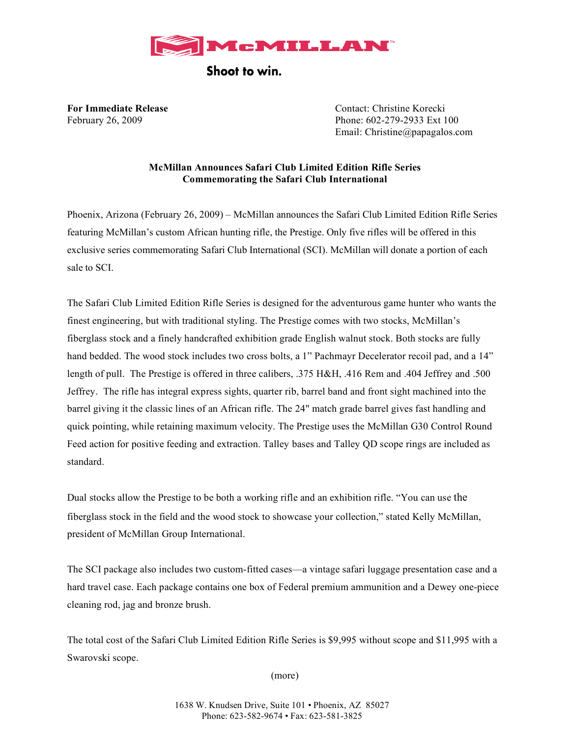McMILLAN™

Shoot to win.

**For Immediate Release**
February 26, 2009

Contact: Christine Korecki
Phone: 602-279-2933 Ext 100
Email: Christine@papagalos.com

**McMillan Announces Safari Club Limited Edition Rifle Series**
**Commemorating the Safari Club International**

Phoenix, Arizona (February 26, 2009) – McMillan announces the Safari Club Limited Edition Rifle Series featuring McMillan's custom African hunting rifle, the Prestige. Only five rifles will be offered in this exclusive series commemorating Safari Club International (SCI). McMillan will donate a portion of each sale to SCI.

The Safari Club Limited Edition Rifle Series is designed for the adventurous game hunter who wants the finest engineering, but with traditional styling. The Prestige comes with two stocks, McMillan's fiberglass stock and a finely handcrafted exhibition grade English walnut stock. Both stocks are fully hand bedded. The wood stock includes two cross bolts, a 1" Pachmayr Decelerator recoil pad, and a 14" length of pull. The Prestige is offered in three calibers, .375 H&H, .416 Rem and .404 Jeffrey and .500 Jeffrey. The rifle has integral express sights, quarter rib, barrel band and front sight machined into the barrel giving it the classic lines of an African rifle. The 24" match grade barrel gives fast handling and quick pointing, while retaining maximum velocity. The Prestige uses the McMillan G30 Control Round Feed action for positive feeding and extraction. Talley bases and Talley QD scope rings are included as standard.

Dual stocks allow the Prestige to be both a working rifle and an exhibition rifle. "You can use the fiberglass stock in the field and the wood stock to showcase your collection," stated Kelly McMillan, president of McMillan Group International.

The SCI package also includes two custom-fitted cases—a vintage safari luggage presentation case and a hard travel case. Each package contains one box of Federal premium ammunition and a Dewey one-piece cleaning rod, jag and bronze brush.

The total cost of the Safari Club Limited Edition Rifle Series is $9,995 without scope and $11,995 with a Swarovski scope.

(more)

1638 W. Knudsen Drive, Suite 101 • Phoenix, AZ 85027
Phone: 623-582-9674 • Fax: 623-581-3825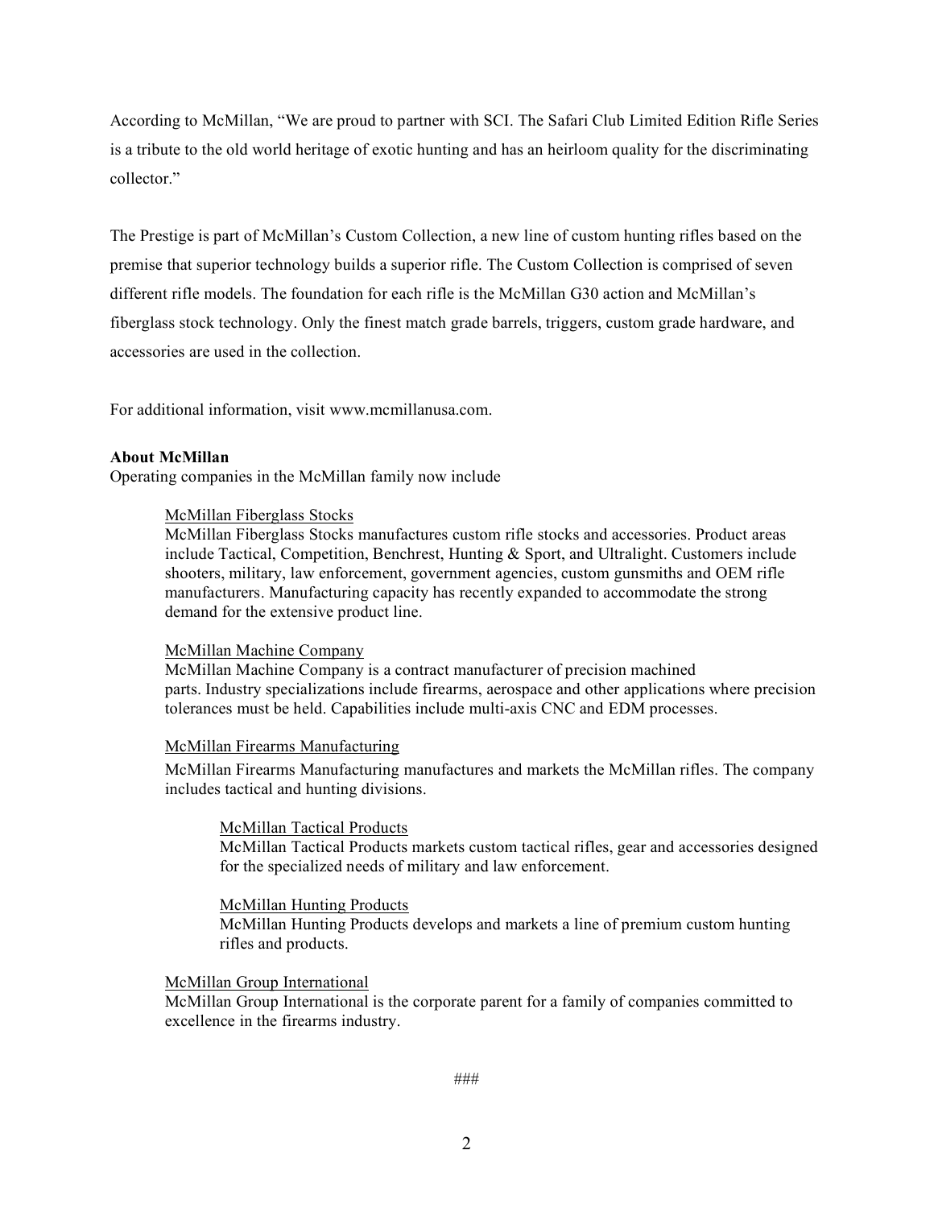According to McMillan, "We are proud to partner with SCI. The Safari Club Limited Edition Rifle Series is a tribute to the old world heritage of exotic hunting and has an heirloom quality for the discriminating collector."

The Prestige is part of McMillan's Custom Collection, a new line of custom hunting rifles based on the premise that superior technology builds a superior rifle. The Custom Collection is comprised of seven different rifle models. The foundation for each rifle is the McMillan G30 action and McMillan's fiberglass stock technology. Only the finest match grade barrels, triggers, custom grade hardware, and accessories are used in the collection.

For additional information, visit www.mcmillanusa.com.

**About McMillan**

Operating companies in the McMillan family now include

McMillan Fiberglass Stocks
McMillan Fiberglass Stocks manufactures custom rifle stocks and accessories. Product areas include Tactical, Competition, Benchrest, Hunting & Sport, and Ultralight. Customers include shooters, military, law enforcement, government agencies, custom gunsmiths and OEM rifle manufacturers. Manufacturing capacity has recently expanded to accommodate the strong demand for the extensive product line.

McMillan Machine Company
McMillan Machine Company is a contract manufacturer of precision machined parts. Industry specializations include firearms, aerospace and other applications where precision tolerances must be held. Capabilities include multi-axis CNC and EDM processes.

McMillan Firearms Manufacturing
McMillan Firearms Manufacturing manufactures and markets the McMillan rifles. The company includes tactical and hunting divisions.

McMillan Tactical Products
McMillan Tactical Products markets custom tactical rifles, gear and accessories designed for the specialized needs of military and law enforcement.

McMillan Hunting Products
McMillan Hunting Products develops and markets a line of premium custom hunting rifles and products.

McMillan Group International
McMillan Group International is the corporate parent for a family of companies committed to excellence in the firearms industry.

###